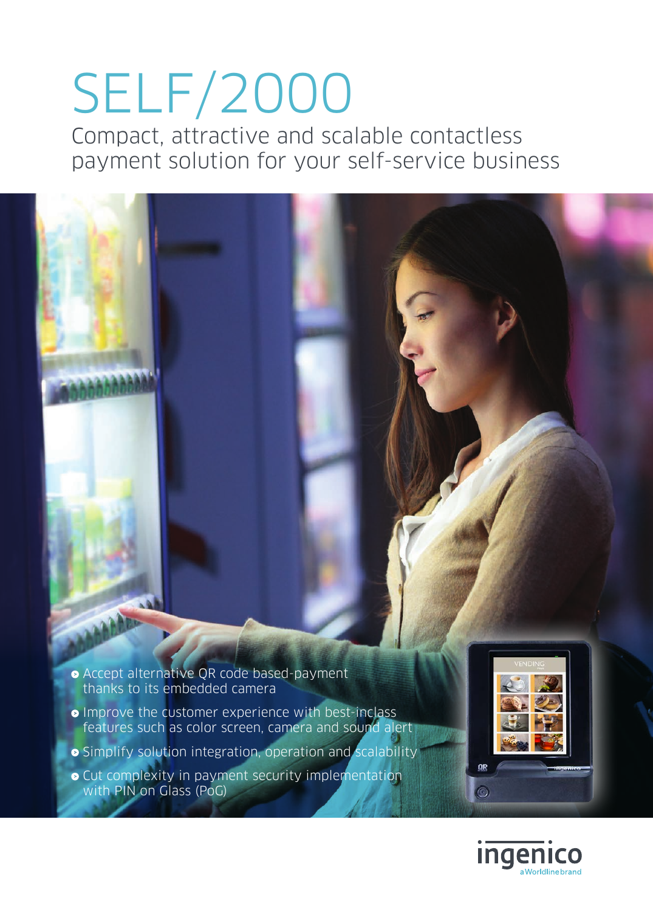# SELF/2000

Compact, attractive and scalable contactless payment solution for your self-service business

- Accept alternative QR code based-payment thanks to its embedded camera
- Improve the customer experience with best-inclass features such as color screen, camera and sound alert
- Simplify solution integration, operation and scalability
- Cut complexity in payment security implementation with PIN on Glass (PoG)

ingenico
a Worldline brand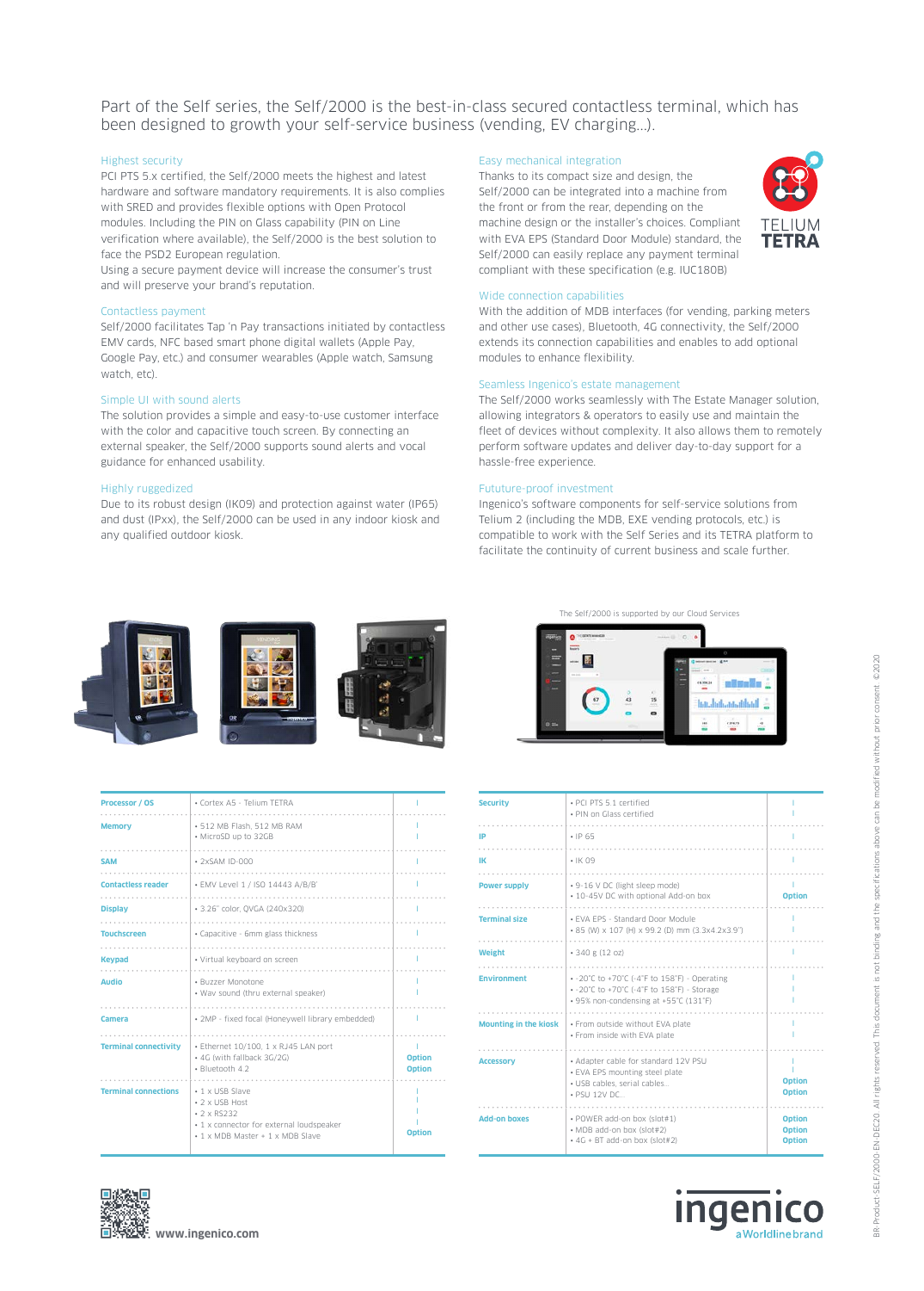Part of the Self series, the Self/2000 is the best-in-class secured contactless terminal, which has been designed to growth your self-service business (vending, EV charging…).

### Highest security

PCI PTS 5.x certified, the Self/2000 meets the highest and latest hardware and software mandatory requirements. It is also complies with SRED and provides flexible options with Open Protocol modules. Including the PIN on Glass capability (PIN on Line verification where available), the Self/2000 is the best solution to face the PSD2 European regulation.
Using a secure payment device will increase the consumer's trust and will preserve your brand's reputation.

### Contactless payment

Self/2000 facilitates Tap 'n Pay transactions initiated by contactless EMV cards, NFC based smart phone digital wallets (Apple Pay, Google Pay, etc.) and consumer wearables (Apple watch, Samsung watch, etc).

### Simple UI with sound alerts

The solution provides a simple and easy-to-use customer interface with the color and capacitive touch screen. By connecting an external speaker, the Self/2000 supports sound alerts and vocal guidance for enhanced usability.

### Highly ruggedized

Due to its robust design (IK09) and protection against water (IP65) and dust (IPxx), the Self/2000 can be used in any indoor kiosk and any qualified outdoor kiosk.

### Easy mechanical integration

Thanks to its compact size and design, the Self/2000 can be integrated into a machine from the front or from the rear, depending on the machine design or the installer's choices. Compliant with EVA EPS (Standard Door Module) standard, the Self/2000 can easily replace any payment terminal compliant with these specification (e.g. IUC180B)

TELIUM TETRA

### Wide connection capabilities

With the addition of MDB interfaces (for vending, parking meters and other use cases), Bluetooth, 4G connectivity, the Self/2000 extends its connection capabilities and enables to add optional modules to enhance flexibility.

### Seamless Ingenico's estate management

The Self/2000 works seamlessly with The Estate Manager solution, allowing integrators & operators to easily use and maintain the fleet of devices without complexity. It also allows them to remotely perform software updates and deliver day-to-day support for a hassle-free experience.

### Fututure-proof investment

Ingenico's software components for self-service solutions from Telium 2 (including the MDB, EXE vending protocols, etc.) is compatible to work with the Self Series and its TETRA platform to facilitate the continuity of current business and scale further.

The Self/2000 is supported by our Cloud Services

| | | |
|---|---|---|
| **Processor / OS** | • Cortex A5 - Telium TETRA | I |
| **Memory** | • 512 MB Flash, 512 MB RAM<br>• MicroSD up to 32GB | I<br>I |
| **SAM** | • 2xSAM ID-000 | I |
| **Contactless reader** | • EMV Level 1 / ISO 14443 A/B/B' | I |
| **Display** | • 3.26" color, QVGA (240x320) | I |
| **Touchscreen** | • Capacitive - 6mm glass thickness | I |
| **Keypad** | • Virtual keyboard on screen | I |
| **Audio** | • Buzzer Monotone<br>• Wav sound (thru external speaker) | I<br>I |
| **Camera** | • 2MP - fixed focal (Honeywell library embedded) | I |
| **Terminal connectivity** | • Ethernet 10/100, 1 x RJ45 LAN port<br>• 4G (with fallback 3G/2G)<br>• Bluetooth 4.2 | I<br>Option<br>Option |
| **Terminal connections** | • 1 x USB Slave<br>• 2 x USB Host<br>• 2 x RS232<br>• 1 x connector for external loudspeaker<br>• 1 x MDB Master + 1 x MDB Slave | I<br>I<br>I<br>I<br>Option |

| | | |
|---|---|---|
| **Security** | • PCI PTS 5.1 certified<br>• PIN on Glass certified | I<br>I |
| **IP** | • IP 65 | I |
| **IK** | • IK 09 | I |
| **Power supply** | • 9-16 V DC (light sleep mode)<br>• 10-45V DC with optional Add-on box | I<br>Option |
| **Terminal size** | • EVA EPS - Standard Door Module<br>• 85 (W) x 107 (H) x 99.2 (D) mm (3.3x4.2x3.9") | I<br>I |
| **Weight** | • 340 g (12 oz) | I |
| **Environment** | • -20°C to +70°C (-4°F to 158°F) - Operating<br>• -20°C to +70°C (-4°F to 158°F) - Storage<br>• 95% non-condensing at +55°C (131°F) | I<br>I<br>I |
| **Mounting in the kiosk** | • From outside without EVA plate<br>• From inside with EVA plate | I<br>I |
| **Accessory** | • Adapter cable for standard 12V PSU<br>• EVA EPS mounting steel plate<br>• USB cables, serial cables..<br>• PSU 12V DC | I<br>I<br>Option<br>Option |
| **Add-on boxes** | • POWER add-on box (slot#1)<br>• MDB add-on box (slot#2)<br>• 4G + BT add-on box (slot#2) | Option<br>Option<br>Option |

www.ingenico.com

ingenico a Worldline brand

BR-Product-SELF/2000-EN-DEC20. All rights reserved. This document is not binding and the specifications above can be modified without prior consent. ©2020